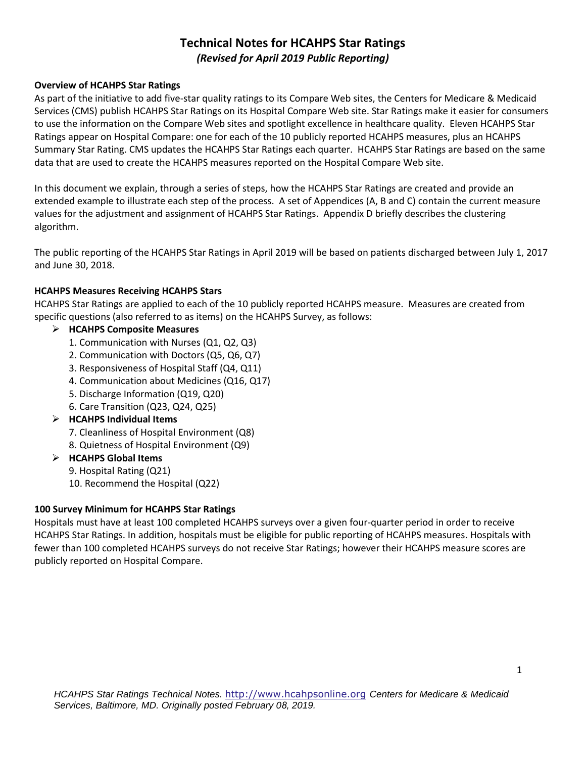# Technical Notes for HCAHPS Star Ratings

*(Revised for April 2019 Public Reporting)*

### Overview of HCAHPS Star Ratings

As part of the initiative to add five-star quality ratings to its Compare Web sites, the Centers for Medicare & Medicaid Services (CMS) publish HCAHPS Star Ratings on its Hospital Compare Web site. Star Ratings make it easier for consumers to use the information on the Compare Web sites and spotlight excellence in healthcare quality. Eleven HCAHPS Star Ratings appear on Hospital Compare: one for each of the 10 publicly reported HCAHPS measures, plus an HCAHPS Summary Star Rating. CMS updates the HCAHPS Star Ratings each quarter. HCAHPS Star Ratings are based on the same data that are used to create the HCAHPS measures reported on the Hospital Compare Web site.

In this document we explain, through a series of steps, how the HCAHPS Star Ratings are created and provide an extended example to illustrate each step of the process. A set of Appendices (A, B and C) contain the current measure values for the adjustment and assignment of HCAHPS Star Ratings. Appendix D briefly describes the clustering algorithm.

The public reporting of the HCAHPS Star Ratings in April 2019 will be based on patients discharged between July 1, 2017 and June 30, 2018.

### HCAHPS Measures Receiving HCAHPS Stars

HCAHPS Star Ratings are applied to each of the 10 publicly reported HCAHPS measure. Measures are created from specific questions (also referred to as items) on the HCAHPS Survey, as follows:

- **HCAHPS Composite Measures**
  1. Communication with Nurses (Q1, Q2, Q3)
  2. Communication with Doctors (Q5, Q6, Q7)
  3. Responsiveness of Hospital Staff (Q4, Q11)
  4. Communication about Medicines (Q16, Q17)
  5. Discharge Information (Q19, Q20)
  6. Care Transition (Q23, Q24, Q25)
- **HCAHPS Individual Items**
  7. Cleanliness of Hospital Environment (Q8)
  8. Quietness of Hospital Environment (Q9)
- **HCAHPS Global Items**
  9. Hospital Rating (Q21)
  10. Recommend the Hospital (Q22)

### 100 Survey Minimum for HCAHPS Star Ratings

Hospitals must have at least 100 completed HCAHPS surveys over a given four-quarter period in order to receive HCAHPS Star Ratings. In addition, hospitals must be eligible for public reporting of HCAHPS measures. Hospitals with fewer than 100 completed HCAHPS surveys do not receive Star Ratings; however their HCAHPS measure scores are publicly reported on Hospital Compare.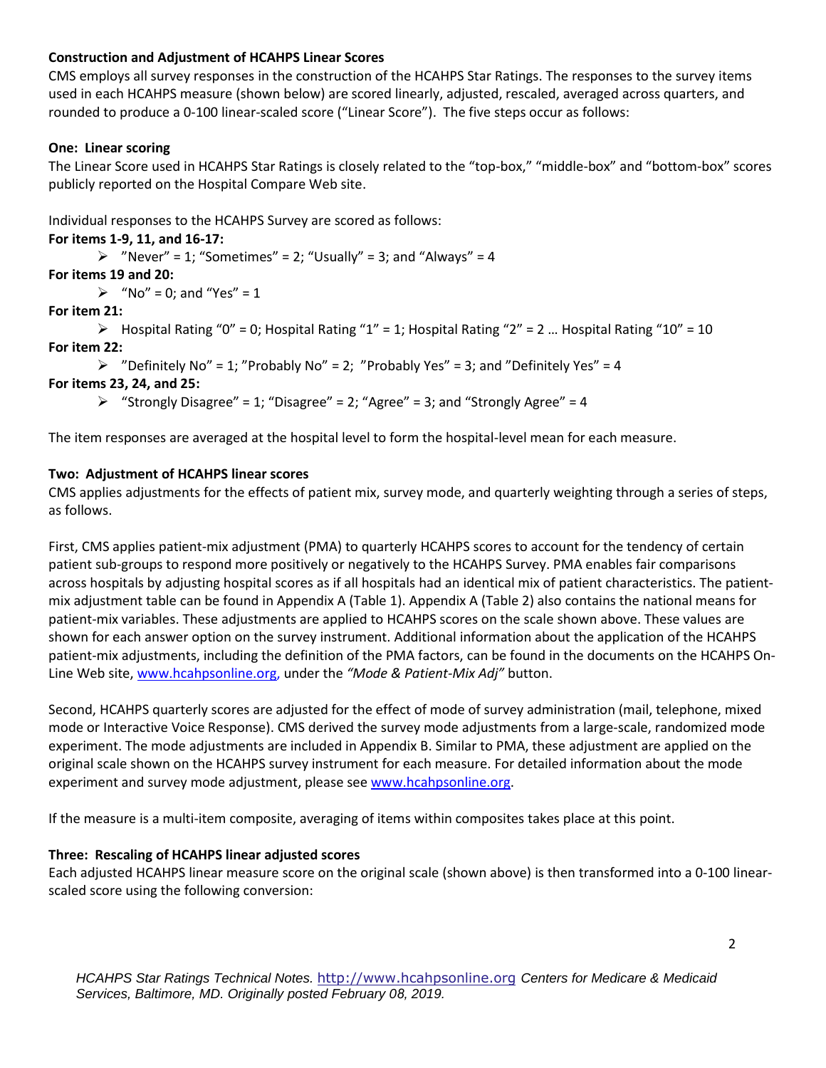**Construction and Adjustment of HCAHPS Linear Scores**

CMS employs all survey responses in the construction of the HCAHPS Star Ratings. The responses to the survey items used in each HCAHPS measure (shown below) are scored linearly, adjusted, rescaled, averaged across quarters, and rounded to produce a 0-100 linear-scaled score ("Linear Score"). The five steps occur as follows:

**One: Linear scoring**

The Linear Score used in HCAHPS Star Ratings is closely related to the "top-box," "middle-box" and "bottom-box" scores publicly reported on the Hospital Compare Web site.

Individual responses to the HCAHPS Survey are scored as follows:

**For items 1-9, 11, and 16-17:**

- "Never" = 1; "Sometimes" = 2; "Usually" = 3; and "Always" = 4

**For items 19 and 20:**

- "No" = 0; and "Yes" = 1

**For item 21:**

- Hospital Rating "0" = 0; Hospital Rating "1" = 1; Hospital Rating "2" = 2 … Hospital Rating "10" = 10

**For item 22:**

- "Definitely No" = 1; "Probably No" = 2; "Probably Yes" = 3; and "Definitely Yes" = 4

**For items 23, 24, and 25:**

- "Strongly Disagree" = 1; "Disagree" = 2; "Agree" = 3; and "Strongly Agree" = 4

The item responses are averaged at the hospital level to form the hospital-level mean for each measure.

**Two: Adjustment of HCAHPS linear scores**

CMS applies adjustments for the effects of patient mix, survey mode, and quarterly weighting through a series of steps, as follows.

First, CMS applies patient-mix adjustment (PMA) to quarterly HCAHPS scores to account for the tendency of certain patient sub-groups to respond more positively or negatively to the HCAHPS Survey. PMA enables fair comparisons across hospitals by adjusting hospital scores as if all hospitals had an identical mix of patient characteristics. The patient-mix adjustment table can be found in Appendix A (Table 1). Appendix A (Table 2) also contains the national means for patient-mix variables. These adjustments are applied to HCAHPS scores on the scale shown above. These values are shown for each answer option on the survey instrument. Additional information about the application of the HCAHPS patient-mix adjustments, including the definition of the PMA factors, can be found in the documents on the HCAHPS On-Line Web site, www.hcahpsonline.org, under the *"Mode & Patient-Mix Adj"* button.

Second, HCAHPS quarterly scores are adjusted for the effect of mode of survey administration (mail, telephone, mixed mode or Interactive Voice Response). CMS derived the survey mode adjustments from a large-scale, randomized mode experiment. The mode adjustments are included in Appendix B. Similar to PMA, these adjustment are applied on the original scale shown on the HCAHPS survey instrument for each measure. For detailed information about the mode experiment and survey mode adjustment, please see www.hcahpsonline.org.

If the measure is a multi-item composite, averaging of items within composites takes place at this point.

**Three: Rescaling of HCAHPS linear adjusted scores**

Each adjusted HCAHPS linear measure score on the original scale (shown above) is then transformed into a 0-100 linear-scaled score using the following conversion: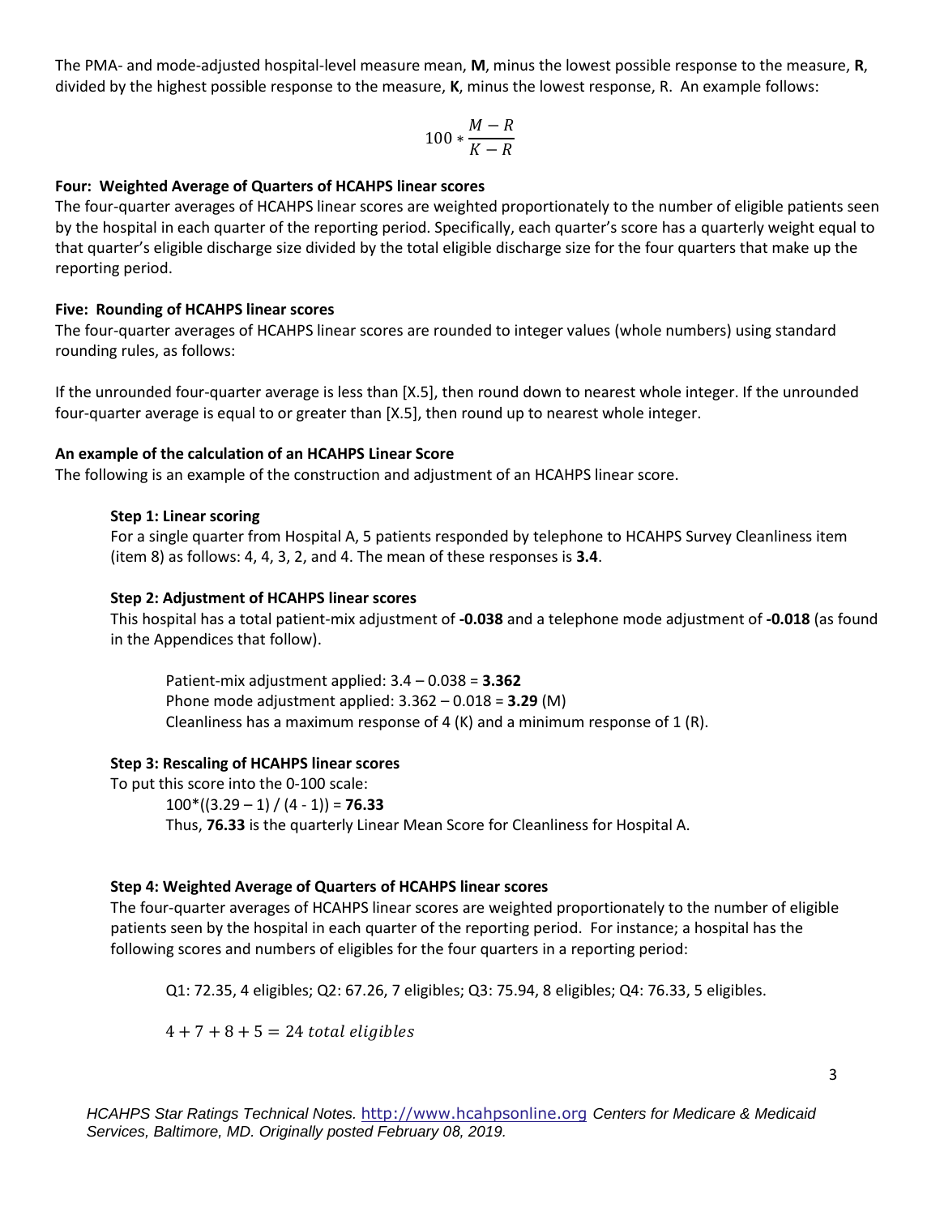The PMA- and mode-adjusted hospital-level measure mean, **M**, minus the lowest possible response to the measure, **R**, divided by the highest possible response to the measure, **K**, minus the lowest response, R. An example follows:

$$100 * \frac{M - R}{K - R}$$

**Four: Weighted Average of Quarters of HCAHPS linear scores**

The four-quarter averages of HCAHPS linear scores are weighted proportionately to the number of eligible patients seen by the hospital in each quarter of the reporting period. Specifically, each quarter's score has a quarterly weight equal to that quarter's eligible discharge size divided by the total eligible discharge size for the four quarters that make up the reporting period.

**Five: Rounding of HCAHPS linear scores**

The four-quarter averages of HCAHPS linear scores are rounded to integer values (whole numbers) using standard rounding rules, as follows:

If the unrounded four-quarter average is less than [X.5], then round down to nearest whole integer. If the unrounded four-quarter average is equal to or greater than [X.5], then round up to nearest whole integer.

**An example of the calculation of an HCAHPS Linear Score**

The following is an example of the construction and adjustment of an HCAHPS linear score.

**Step 1: Linear scoring**

For a single quarter from Hospital A, 5 patients responded by telephone to HCAHPS Survey Cleanliness item (item 8) as follows: 4, 4, 3, 2, and 4. The mean of these responses is **3.4**.

**Step 2: Adjustment of HCAHPS linear scores**

This hospital has a total patient-mix adjustment of **-0.038** and a telephone mode adjustment of **-0.018** (as found in the Appendices that follow).

Patient-mix adjustment applied: 3.4 – 0.038 = **3.362**
Phone mode adjustment applied: 3.362 – 0.018 = **3.29** (M)
Cleanliness has a maximum response of 4 (K) and a minimum response of 1 (R).

**Step 3: Rescaling of HCAHPS linear scores**

To put this score into the 0-100 scale:

$100*((3.29 – 1) / (4 - 1))$ = **76.33**
Thus, **76.33** is the quarterly Linear Mean Score for Cleanliness for Hospital A.

**Step 4: Weighted Average of Quarters of HCAHPS linear scores**

The four-quarter averages of HCAHPS linear scores are weighted proportionately to the number of eligible patients seen by the hospital in each quarter of the reporting period. For instance; a hospital has the following scores and numbers of eligibles for the four quarters in a reporting period:

Q1: 72.35, 4 eligibles; Q2: 67.26, 7 eligibles; Q3: 75.94, 8 eligibles; Q4: 76.33, 5 eligibles.

$4 + 7 + 8 + 5 = 24 \ total \ eligibles$

*HCAHPS Star Ratings Technical Notes.* http://www.hcahpsonline.org *Centers for Medicare & Medicaid Services, Baltimore, MD. Originally posted February 08, 2019.*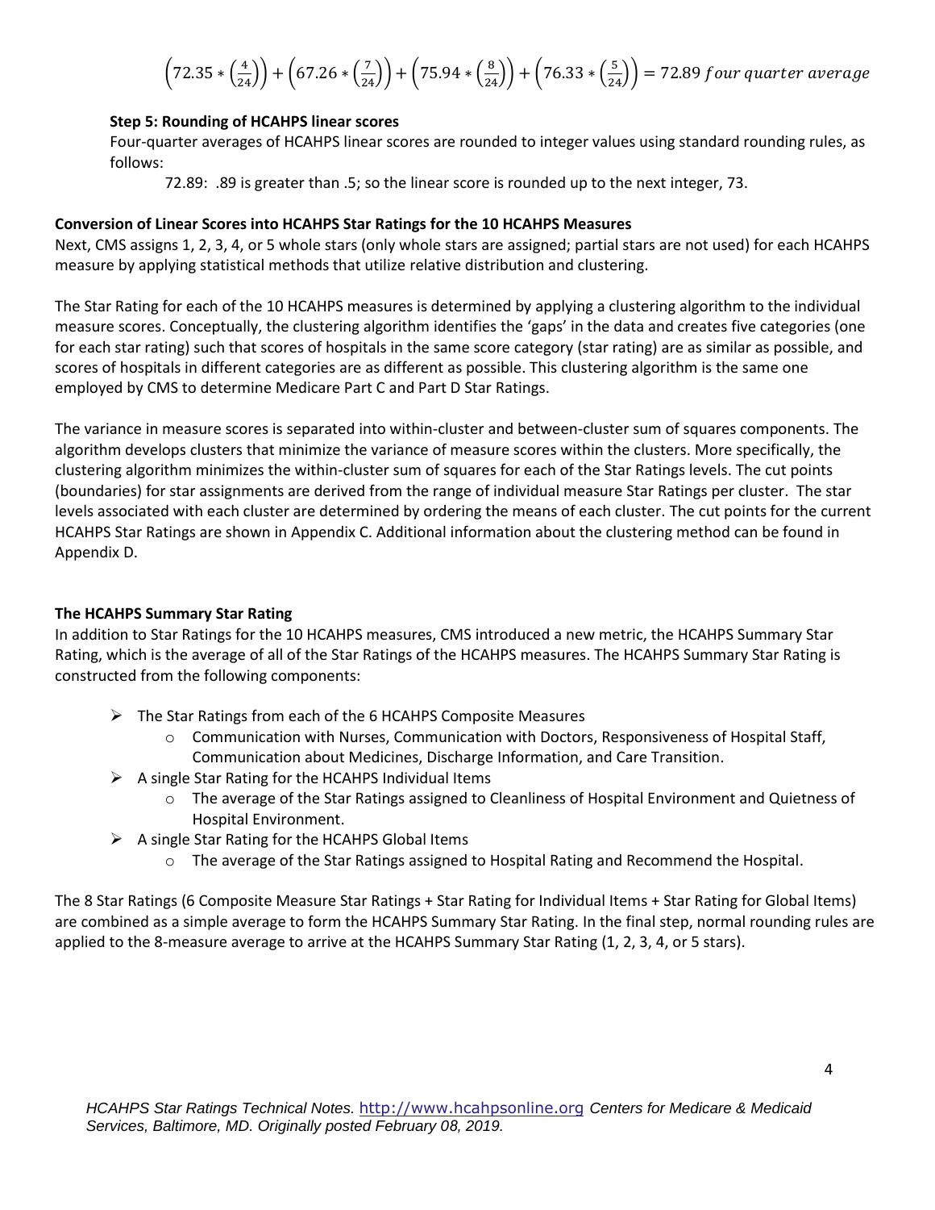$$\left(72.35 * \left(\frac{4}{24}\right)\right) + \left(67.26 * \left(\frac{7}{24}\right)\right) + \left(75.94 * \left(\frac{8}{24}\right)\right) + \left(76.33 * \left(\frac{5}{24}\right)\right) = 72.89 \; four \; quarter \; average$$

**Step 5: Rounding of HCAHPS linear scores**

Four-quarter averages of HCAHPS linear scores are rounded to integer values using standard rounding rules, as follows:

72.89: .89 is greater than .5; so the linear score is rounded up to the next integer, 73.

### Conversion of Linear Scores into HCAHPS Star Ratings for the 10 HCAHPS Measures

Next, CMS assigns 1, 2, 3, 4, or 5 whole stars (only whole stars are assigned; partial stars are not used) for each HCAHPS measure by applying statistical methods that utilize relative distribution and clustering.

The Star Rating for each of the 10 HCAHPS measures is determined by applying a clustering algorithm to the individual measure scores. Conceptually, the clustering algorithm identifies the 'gaps' in the data and creates five categories (one for each star rating) such that scores of hospitals in the same score category (star rating) are as similar as possible, and scores of hospitals in different categories are as different as possible. This clustering algorithm is the same one employed by CMS to determine Medicare Part C and Part D Star Ratings.

The variance in measure scores is separated into within-cluster and between-cluster sum of squares components. The algorithm develops clusters that minimize the variance of measure scores within the clusters. More specifically, the clustering algorithm minimizes the within-cluster sum of squares for each of the Star Ratings levels. The cut points (boundaries) for star assignments are derived from the range of individual measure Star Ratings per cluster. The star levels associated with each cluster are determined by ordering the means of each cluster. The cut points for the current HCAHPS Star Ratings are shown in Appendix C. Additional information about the clustering method can be found in Appendix D.

### The HCAHPS Summary Star Rating

In addition to Star Ratings for the 10 HCAHPS measures, CMS introduced a new metric, the HCAHPS Summary Star Rating, which is the average of all of the Star Ratings of the HCAHPS measures. The HCAHPS Summary Star Rating is constructed from the following components:

- The Star Ratings from each of the 6 HCAHPS Composite Measures
  - Communication with Nurses, Communication with Doctors, Responsiveness of Hospital Staff, Communication about Medicines, Discharge Information, and Care Transition.
- A single Star Rating for the HCAHPS Individual Items
  - The average of the Star Ratings assigned to Cleanliness of Hospital Environment and Quietness of Hospital Environment.
- A single Star Rating for the HCAHPS Global Items
  - The average of the Star Ratings assigned to Hospital Rating and Recommend the Hospital.

The 8 Star Ratings (6 Composite Measure Star Ratings + Star Rating for Individual Items + Star Rating for Global Items) are combined as a simple average to form the HCAHPS Summary Star Rating. In the final step, normal rounding rules are applied to the 8-measure average to arrive at the HCAHPS Summary Star Rating (1, 2, 3, 4, or 5 stars).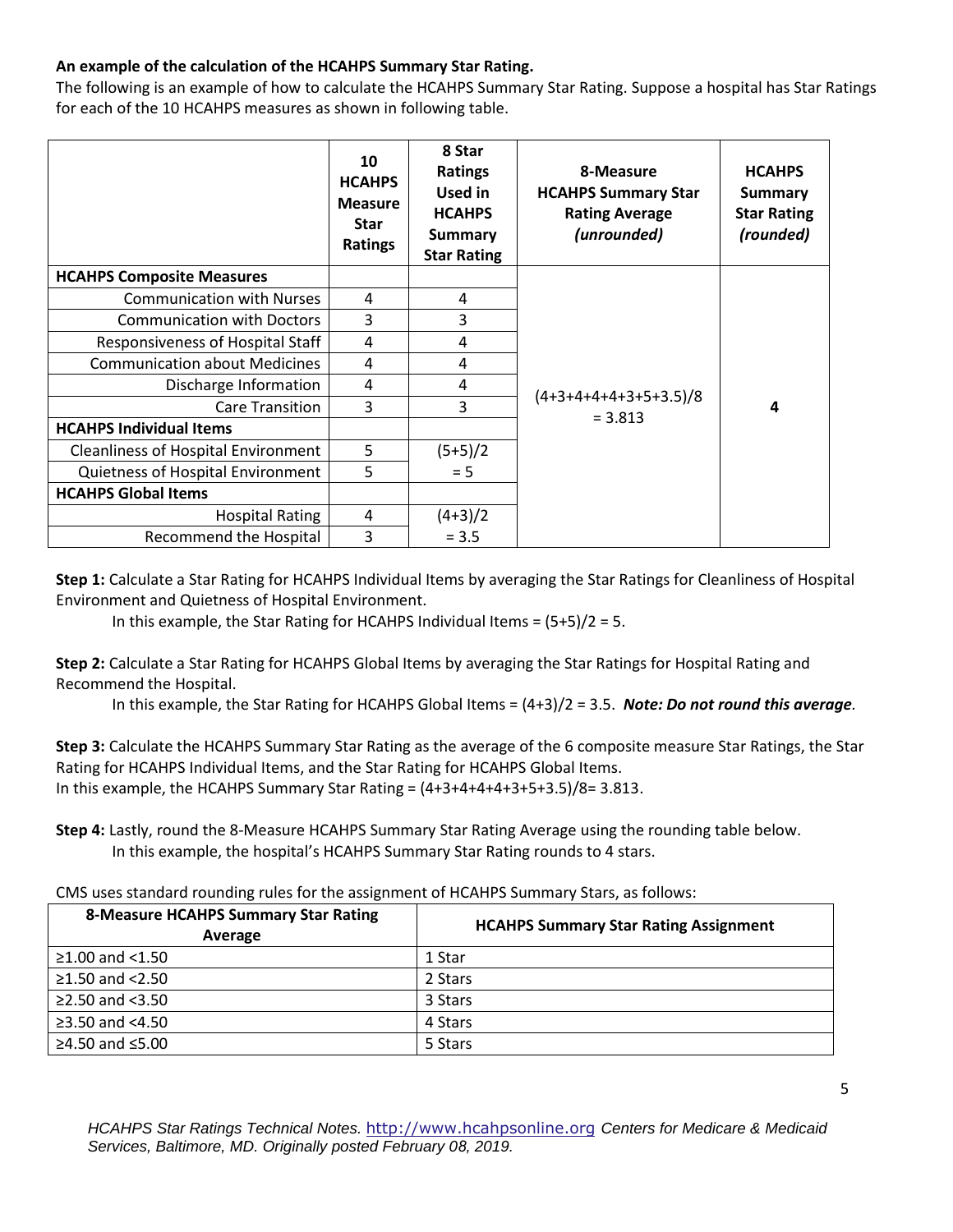**An example of the calculation of the HCAHPS Summary Star Rating.**

The following is an example of how to calculate the HCAHPS Summary Star Rating. Suppose a hospital has Star Ratings for each of the 10 HCAHPS measures as shown in following table.

| | 10 HCAHPS Measure Star Ratings | 8 Star Ratings Used in HCAHPS Summary Star Rating | 8-Measure HCAHPS Summary Star Rating Average *(unrounded)* | HCAHPS Summary Star Rating *(rounded)* |
|---|---|---|---|---|
| **HCAHPS Composite Measures** | | | (4+3+4+4+4+3+5+3.5)/8 = 3.813 | **4** |
| Communication with Nurses | 4 | 4 | | |
| Communication with Doctors | 3 | 3 | | |
| Responsiveness of Hospital Staff | 4 | 4 | | |
| Communication about Medicines | 4 | 4 | | |
| Discharge Information | 4 | 4 | | |
| Care Transition | 3 | 3 | | |
| **HCAHPS Individual Items** | | | | |
| Cleanliness of Hospital Environment | 5 | (5+5)/2 = 5 | | |
| Quietness of Hospital Environment | 5 | | | |
| **HCAHPS Global Items** | | | | |
| Hospital Rating | 4 | (4+3)/2 = 3.5 | | |
| Recommend the Hospital | 3 | | | |

**Step 1:** Calculate a Star Rating for HCAHPS Individual Items by averaging the Star Ratings for Cleanliness of Hospital Environment and Quietness of Hospital Environment.

In this example, the Star Rating for HCAHPS Individual Items = (5+5)/2 = 5.

**Step 2:** Calculate a Star Rating for HCAHPS Global Items by averaging the Star Ratings for Hospital Rating and Recommend the Hospital.

In this example, the Star Rating for HCAHPS Global Items = (4+3)/2 = 3.5. ***Note: Do not round this average*.**

**Step 3:** Calculate the HCAHPS Summary Star Rating as the average of the 6 composite measure Star Ratings, the Star Rating for HCAHPS Individual Items, and the Star Rating for HCAHPS Global Items.

In this example, the HCAHPS Summary Star Rating = (4+3+4+4+4+3+5+3.5)/8= 3.813.

**Step 4:** Lastly, round the 8-Measure HCAHPS Summary Star Rating Average using the rounding table below.

In this example, the hospital's HCAHPS Summary Star Rating rounds to 4 stars.

CMS uses standard rounding rules for the assignment of HCAHPS Summary Stars, as follows:

| 8-Measure HCAHPS Summary Star Rating Average | HCAHPS Summary Star Rating Assignment |
|---|---|
| ≥1.00 and <1.50 | 1 Star |
| ≥1.50 and <2.50 | 2 Stars |
| ≥2.50 and <3.50 | 3 Stars |
| ≥3.50 and <4.50 | 4 Stars |
| ≥4.50 and ≤5.00 | 5 Stars |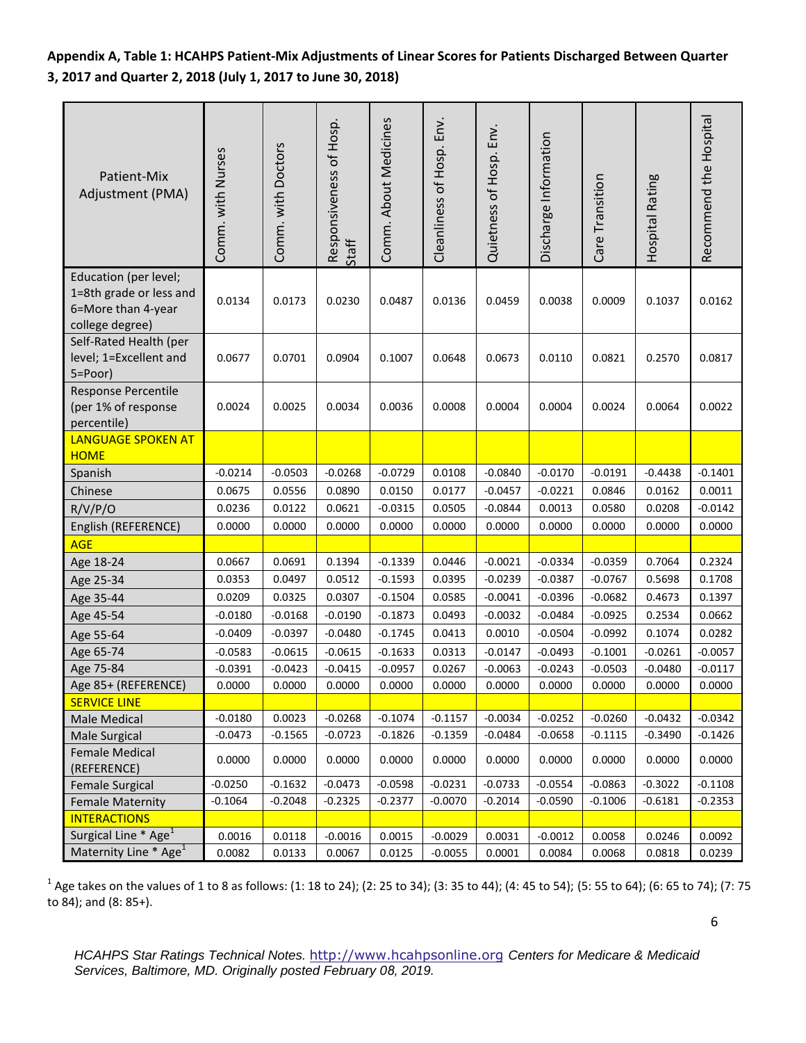**Appendix A, Table 1: HCAHPS Patient-Mix Adjustments of Linear Scores for Patients Discharged Between Quarter 3, 2017 and Quarter 2, 2018 (July 1, 2017 to June 30, 2018)**

| Patient-Mix Adjustment (PMA) | Comm. with Nurses | Comm. with Doctors | Responsiveness of Hosp. Staff | Comm. About Medicines | Cleanliness of Hosp. Env. | Quietness of Hosp. Env. | Discharge Information | Care Transition | Hospital Rating | Recommend the Hospital |
|---|---|---|---|---|---|---|---|---|---|---|
| Education (per level; 1=8th grade or less and 6=More than 4-year college degree) | 0.0134 | 0.0173 | 0.0230 | 0.0487 | 0.0136 | 0.0459 | 0.0038 | 0.0009 | 0.1037 | 0.0162 |
| Self-Rated Health (per level; 1=Excellent and 5=Poor) | 0.0677 | 0.0701 | 0.0904 | 0.1007 | 0.0648 | 0.0673 | 0.0110 | 0.0821 | 0.2570 | 0.0817 |
| Response Percentile (per 1% of response percentile) | 0.0024 | 0.0025 | 0.0034 | 0.0036 | 0.0008 | 0.0004 | 0.0004 | 0.0024 | 0.0064 | 0.0022 |
| LANGUAGE SPOKEN AT HOME | | | | | | | | | | |
| Spanish | -0.0214 | -0.0503 | -0.0268 | -0.0729 | 0.0108 | -0.0840 | -0.0170 | -0.0191 | -0.4438 | -0.1401 |
| Chinese | 0.0675 | 0.0556 | 0.0890 | 0.0150 | 0.0177 | -0.0457 | -0.0221 | 0.0846 | 0.0162 | 0.0011 |
| R/V/P/O | 0.0236 | 0.0122 | 0.0621 | -0.0315 | 0.0505 | -0.0844 | 0.0013 | 0.0580 | 0.0208 | -0.0142 |
| English (REFERENCE) | 0.0000 | 0.0000 | 0.0000 | 0.0000 | 0.0000 | 0.0000 | 0.0000 | 0.0000 | 0.0000 | 0.0000 |
| AGE | | | | | | | | | | |
| Age 18-24 | 0.0667 | 0.0691 | 0.1394 | -0.1339 | 0.0446 | -0.0021 | -0.0334 | -0.0359 | 0.7064 | 0.2324 |
| Age 25-34 | 0.0353 | 0.0497 | 0.0512 | -0.1593 | 0.0395 | -0.0239 | -0.0387 | -0.0767 | 0.5698 | 0.1708 |
| Age 35-44 | 0.0209 | 0.0325 | 0.0307 | -0.1504 | 0.0585 | -0.0041 | -0.0396 | -0.0682 | 0.4673 | 0.1397 |
| Age 45-54 | -0.0180 | -0.0168 | -0.0190 | -0.1873 | 0.0493 | -0.0032 | -0.0484 | -0.0925 | 0.2534 | 0.0662 |
| Age 55-64 | -0.0409 | -0.0397 | -0.0480 | -0.1745 | 0.0413 | 0.0010 | -0.0504 | -0.0992 | 0.1074 | 0.0282 |
| Age 65-74 | -0.0583 | -0.0615 | -0.0615 | -0.1633 | 0.0313 | -0.0147 | -0.0493 | -0.1001 | -0.0261 | -0.0057 |
| Age 75-84 | -0.0391 | -0.0423 | -0.0415 | -0.0957 | 0.0267 | -0.0063 | -0.0243 | -0.0503 | -0.0480 | -0.0117 |
| Age 85+ (REFERENCE) | 0.0000 | 0.0000 | 0.0000 | 0.0000 | 0.0000 | 0.0000 | 0.0000 | 0.0000 | 0.0000 | 0.0000 |
| SERVICE LINE | | | | | | | | | | |
| Male Medical | -0.0180 | 0.0023 | -0.0268 | -0.1074 | -0.1157 | -0.0034 | -0.0252 | -0.0260 | -0.0432 | -0.0342 |
| Male Surgical | -0.0473 | -0.1565 | -0.0723 | -0.1826 | -0.1359 | -0.0484 | -0.0658 | -0.1115 | -0.3490 | -0.1426 |
| Female Medical (REFERENCE) | 0.0000 | 0.0000 | 0.0000 | 0.0000 | 0.0000 | 0.0000 | 0.0000 | 0.0000 | 0.0000 | 0.0000 |
| Female Surgical | -0.0250 | -0.1632 | -0.0473 | -0.0598 | -0.0231 | -0.0733 | -0.0554 | -0.0863 | -0.3022 | -0.1108 |
| Female Maternity | -0.1064 | -0.2048 | -0.2325 | -0.2377 | -0.0070 | -0.2014 | -0.0590 | -0.1006 | -0.6181 | -0.2353 |
| INTERACTIONS | | | | | | | | | | |
| Surgical Line * Age[1] | 0.0016 | 0.0118 | -0.0016 | 0.0015 | -0.0029 | 0.0031 | -0.0012 | 0.0058 | 0.0246 | 0.0092 |
| Maternity Line * Age[1] | 0.0082 | 0.0133 | 0.0067 | 0.0125 | -0.0055 | 0.0001 | 0.0084 | 0.0068 | 0.0818 | 0.0239 |

[1] Age takes on the values of 1 to 8 as follows: (1: 18 to 24); (2: 25 to 34); (3: 35 to 44); (4: 45 to 54); (5: 55 to 64); (6: 65 to 74); (7: 75 to 84); and (8: 85+).

*HCAHPS Star Ratings Technical Notes.* http://www.hcahpsonline.org *Centers for Medicare & Medicaid Services, Baltimore, MD. Originally posted February 08, 2019.*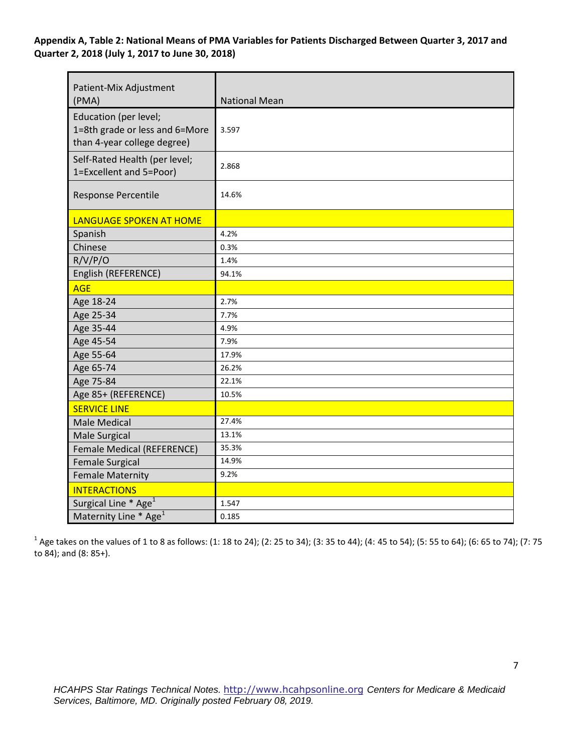**Appendix A, Table 2: National Means of PMA Variables for Patients Discharged Between Quarter 3, 2017 and Quarter 2, 2018 (July 1, 2017 to June 30, 2018)**

| Patient-Mix Adjustment (PMA) | National Mean |
|---|---|
| Education (per level; 1=8th grade or less and 6=More than 4-year college degree) | 3.597 |
| Self-Rated Health (per level; 1=Excellent and 5=Poor) | 2.868 |
| Response Percentile | 14.6% |
| **LANGUAGE SPOKEN AT HOME** | |
| Spanish | 4.2% |
| Chinese | 0.3% |
| R/V/P/O | 1.4% |
| English (REFERENCE) | 94.1% |
| **AGE** | |
| Age 18-24 | 2.7% |
| Age 25-34 | 7.7% |
| Age 35-44 | 4.9% |
| Age 45-54 | 7.9% |
| Age 55-64 | 17.9% |
| Age 65-74 | 26.2% |
| Age 75-84 | 22.1% |
| Age 85+ (REFERENCE) | 10.5% |
| **SERVICE LINE** | |
| Male Medical | 27.4% |
| Male Surgical | 13.1% |
| Female Medical (REFERENCE) | 35.3% |
| Female Surgical | 14.9% |
| Female Maternity | 9.2% |
| **INTERACTIONS** | |
| Surgical Line * Age[1] | 1.547 |
| Maternity Line * Age[1] | 0.185 |

[1] Age takes on the values of 1 to 8 as follows: (1: 18 to 24); (2: 25 to 34); (3: 35 to 44); (4: 45 to 54); (5: 55 to 64); (6: 65 to 74); (7: 75 to 84); and (8: 85+).

*HCAHPS Star Ratings Technical Notes.* http://www.hcahpsonline.org *Centers for Medicare & Medicaid Services, Baltimore, MD. Originally posted February 08, 2019.*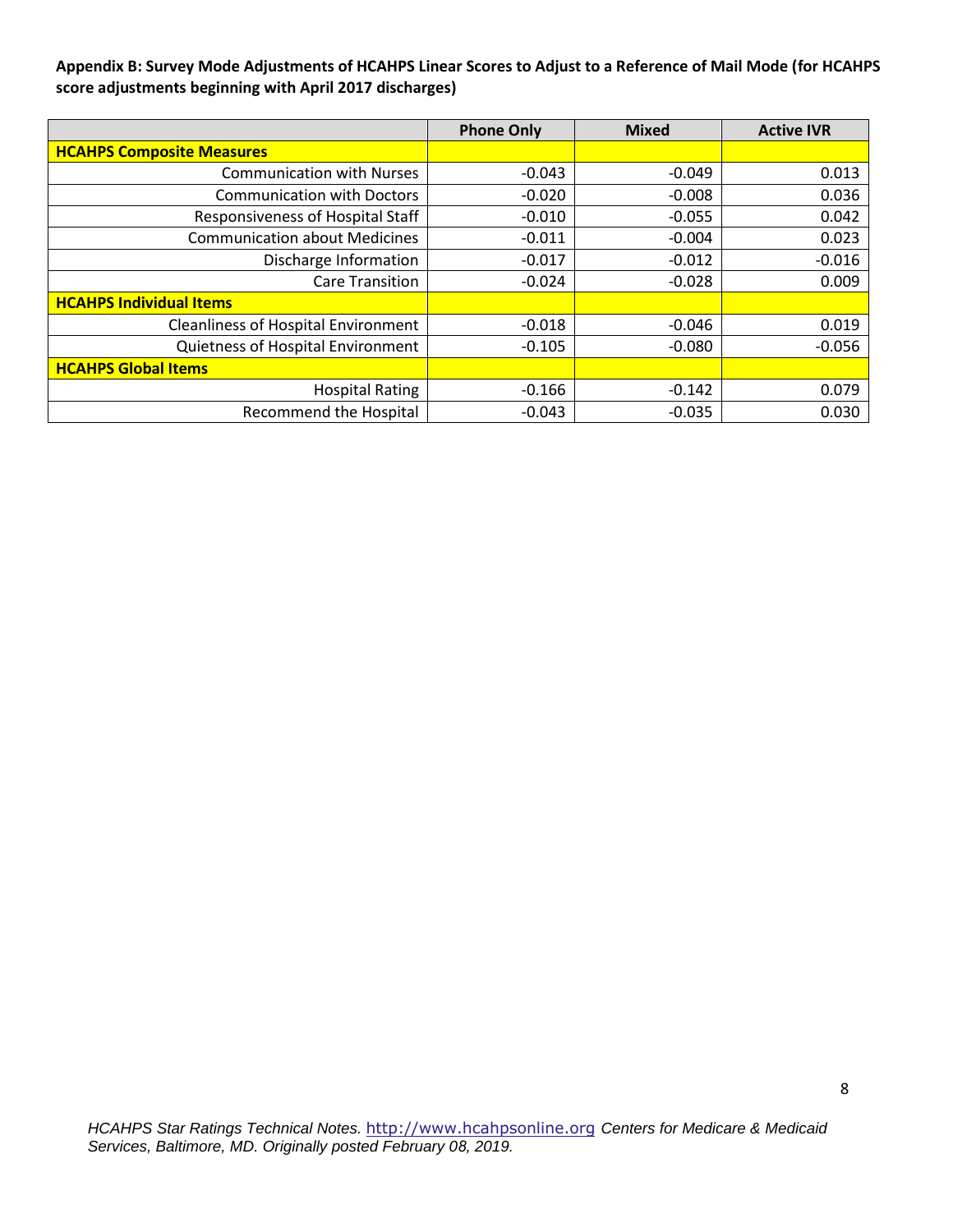**Appendix B: Survey Mode Adjustments of HCAHPS Linear Scores to Adjust to a Reference of Mail Mode (for HCAHPS score adjustments beginning with April 2017 discharges)**

| | Phone Only | Mixed | Active IVR |
|---|---|---|---|
| **HCAHPS Composite Measures** | | | |
| Communication with Nurses | -0.043 | -0.049 | 0.013 |
| Communication with Doctors | -0.020 | -0.008 | 0.036 |
| Responsiveness of Hospital Staff | -0.010 | -0.055 | 0.042 |
| Communication about Medicines | -0.011 | -0.004 | 0.023 |
| Discharge Information | -0.017 | -0.012 | -0.016 |
| Care Transition | -0.024 | -0.028 | 0.009 |
| **HCAHPS Individual Items** | | | |
| Cleanliness of Hospital Environment | -0.018 | -0.046 | 0.019 |
| Quietness of Hospital Environment | -0.105 | -0.080 | -0.056 |
| **HCAHPS Global Items** | | | |
| Hospital Rating | -0.166 | -0.142 | 0.079 |
| Recommend the Hospital | -0.043 | -0.035 | 0.030 |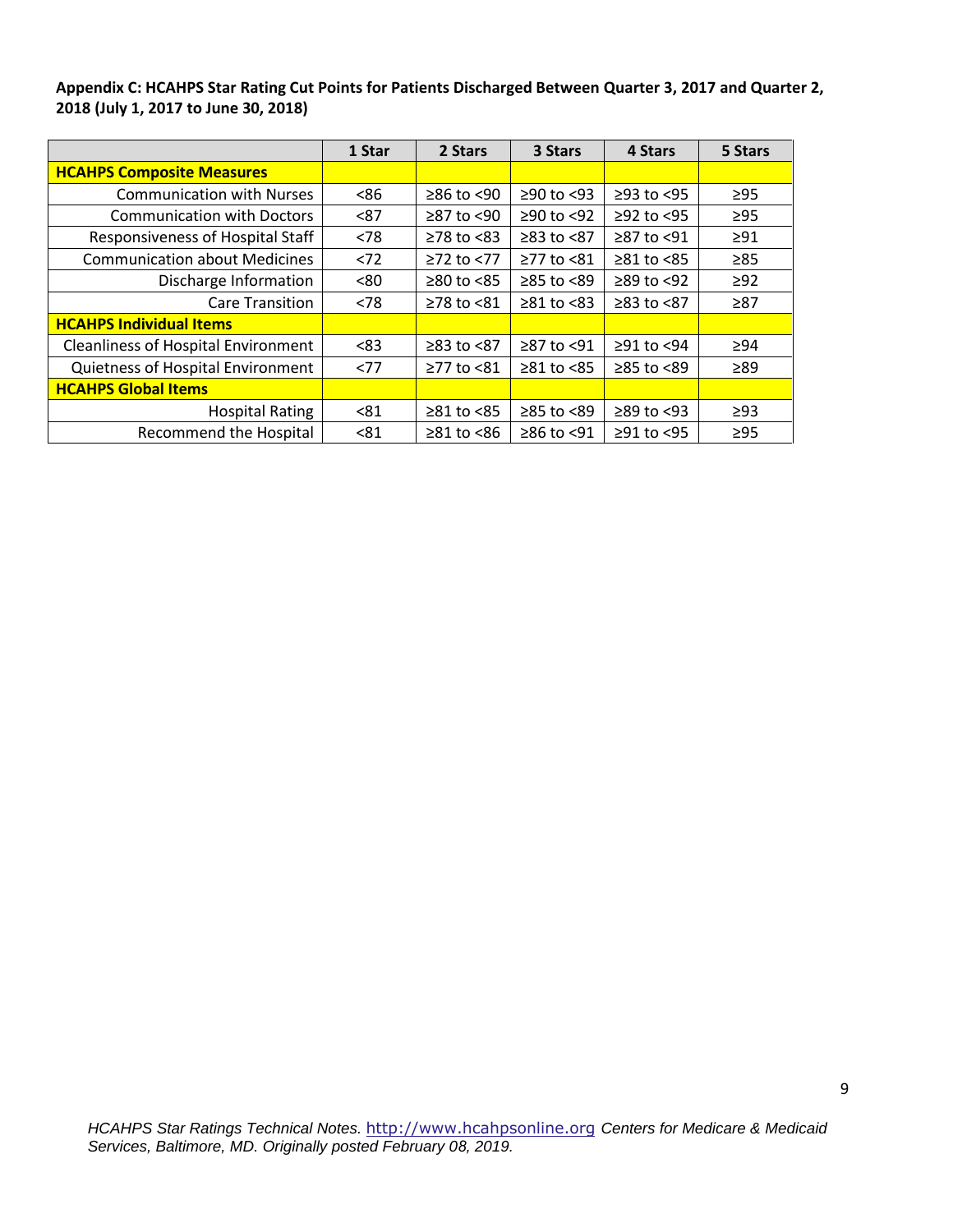**Appendix C: HCAHPS Star Rating Cut Points for Patients Discharged Between Quarter 3, 2017 and Quarter 2, 2018 (July 1, 2017 to June 30, 2018)**

| | 1 Star | 2 Stars | 3 Stars | 4 Stars | 5 Stars |
|---|---|---|---|---|---|
| **HCAHPS Composite Measures** | | | | | |
| Communication with Nurses | <86 | ≥86 to <90 | ≥90 to <93 | ≥93 to <95 | ≥95 |
| Communication with Doctors | <87 | ≥87 to <90 | ≥90 to <92 | ≥92 to <95 | ≥95 |
| Responsiveness of Hospital Staff | <78 | ≥78 to <83 | ≥83 to <87 | ≥87 to <91 | ≥91 |
| Communication about Medicines | <72 | ≥72 to <77 | ≥77 to <81 | ≥81 to <85 | ≥85 |
| Discharge Information | <80 | ≥80 to <85 | ≥85 to <89 | ≥89 to <92 | ≥92 |
| Care Transition | <78 | ≥78 to <81 | ≥81 to <83 | ≥83 to <87 | ≥87 |
| **HCAHPS Individual Items** | | | | | |
| Cleanliness of Hospital Environment | <83 | ≥83 to <87 | ≥87 to <91 | ≥91 to <94 | ≥94 |
| Quietness of Hospital Environment | <77 | ≥77 to <81 | ≥81 to <85 | ≥85 to <89 | ≥89 |
| **HCAHPS Global Items** | | | | | |
| Hospital Rating | <81 | ≥81 to <85 | ≥85 to <89 | ≥89 to <93 | ≥93 |
| Recommend the Hospital | <81 | ≥81 to <86 | ≥86 to <91 | ≥91 to <95 | ≥95 |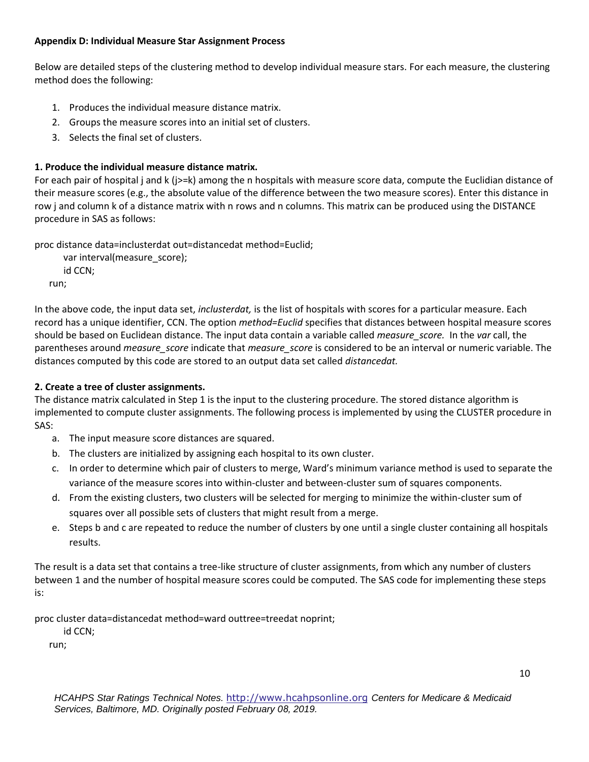**Appendix D: Individual Measure Star Assignment Process**

Below are detailed steps of the clustering method to develop individual measure stars. For each measure, the clustering method does the following:

1. Produces the individual measure distance matrix.
2. Groups the measure scores into an initial set of clusters.
3. Selects the final set of clusters.

**1. Produce the individual measure distance matrix.**

For each pair of hospital j and k (j>=k) among the n hospitals with measure score data, compute the Euclidian distance of their measure scores (e.g., the absolute value of the difference between the two measure scores). Enter this distance in row j and column k of a distance matrix with n rows and n columns. This matrix can be produced using the DISTANCE procedure in SAS as follows:

```
proc distance data=inclusterdat out=distancedat method=Euclid;
    var interval(measure_score);
    id CCN;
run;
```

In the above code, the input data set, *inclusterdat,* is the list of hospitals with scores for a particular measure. Each record has a unique identifier, CCN. The option *method=Euclid* specifies that distances between hospital measure scores should be based on Euclidean distance. The input data contain a variable called *measure_score.* In the *var* call, the parentheses around *measure_score* indicate that *measure_score* is considered to be an interval or numeric variable. The distances computed by this code are stored to an output data set called *distancedat.*

**2. Create a tree of cluster assignments.**

The distance matrix calculated in Step 1 is the input to the clustering procedure. The stored distance algorithm is implemented to compute cluster assignments. The following process is implemented by using the CLUSTER procedure in SAS:

a. The input measure score distances are squared.
b. The clusters are initialized by assigning each hospital to its own cluster.
c. In order to determine which pair of clusters to merge, Ward's minimum variance method is used to separate the variance of the measure scores into within-cluster and between-cluster sum of squares components.
d. From the existing clusters, two clusters will be selected for merging to minimize the within-cluster sum of squares over all possible sets of clusters that might result from a merge.
e. Steps b and c are repeated to reduce the number of clusters by one until a single cluster containing all hospitals results.

The result is a data set that contains a tree-like structure of cluster assignments, from which any number of clusters between 1 and the number of hospital measure scores could be computed. The SAS code for implementing these steps is:

```
proc cluster data=distancedat method=ward outtree=treedat noprint;
    id CCN;
run;
```

*HCAHPS Star Ratings Technical Notes.* http://www.hcahpsonline.org *Centers for Medicare & Medicaid Services, Baltimore, MD. Originally posted February 08, 2019.*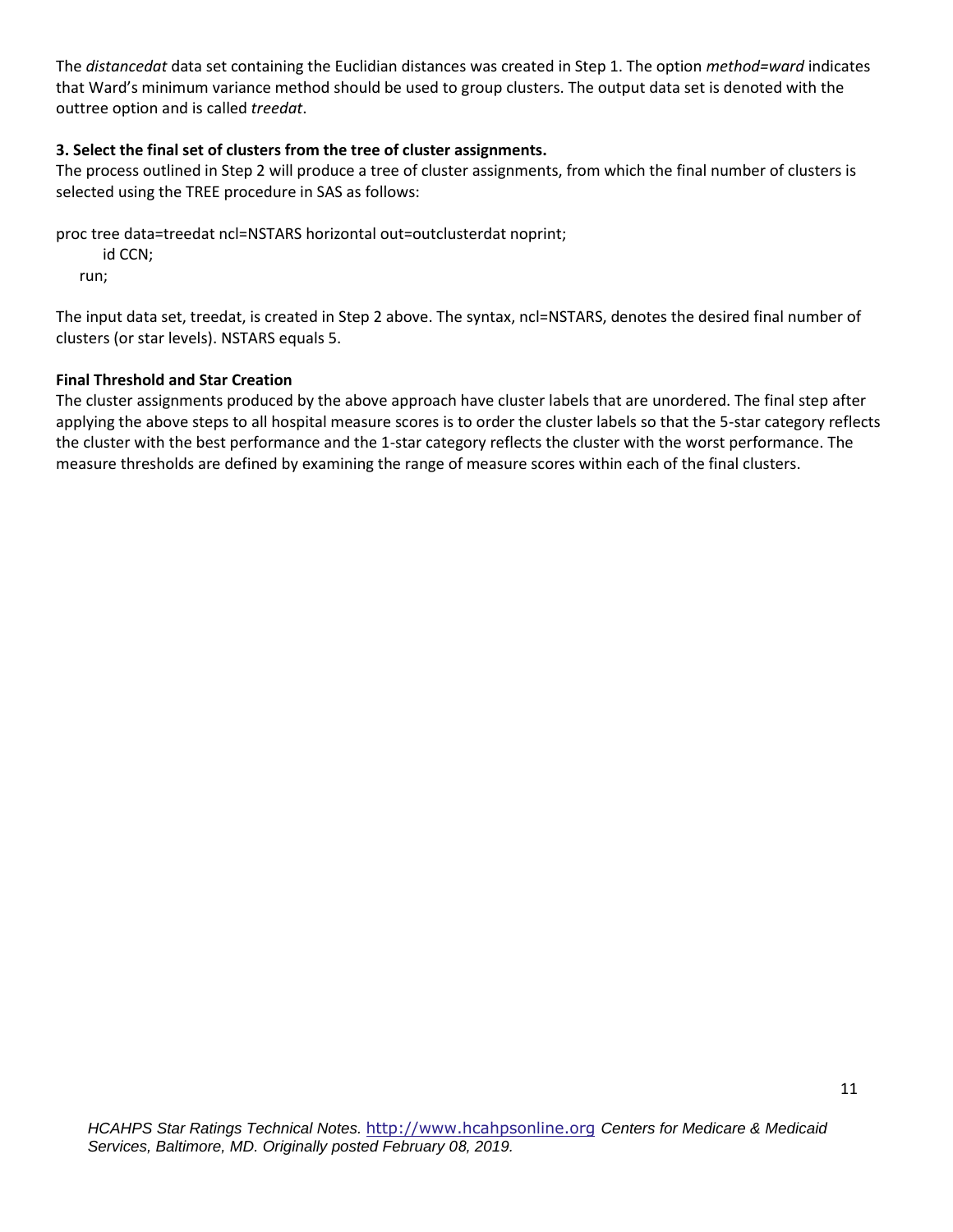The *distancedat* data set containing the Euclidian distances was created in Step 1. The option *method=ward* indicates that Ward's minimum variance method should be used to group clusters. The output data set is denoted with the outtree option and is called *treedat*.

**3. Select the final set of clusters from the tree of cluster assignments.**

The process outlined in Step 2 will produce a tree of cluster assignments, from which the final number of clusters is selected using the TREE procedure in SAS as follows:

```
proc tree data=treedat ncl=NSTARS horizontal out=outclusterdat noprint;
        id CCN;
    run;
```

The input data set, treedat, is created in Step 2 above. The syntax, ncl=NSTARS, denotes the desired final number of clusters (or star levels). NSTARS equals 5.

**Final Threshold and Star Creation**

The cluster assignments produced by the above approach have cluster labels that are unordered. The final step after applying the above steps to all hospital measure scores is to order the cluster labels so that the 5-star category reflects the cluster with the best performance and the 1-star category reflects the cluster with the worst performance. The measure thresholds are defined by examining the range of measure scores within each of the final clusters.

*HCAHPS Star Ratings Technical Notes.* http://www.hcahpsonline.org *Centers for Medicare & Medicaid Services, Baltimore, MD. Originally posted February 08, 2019.*